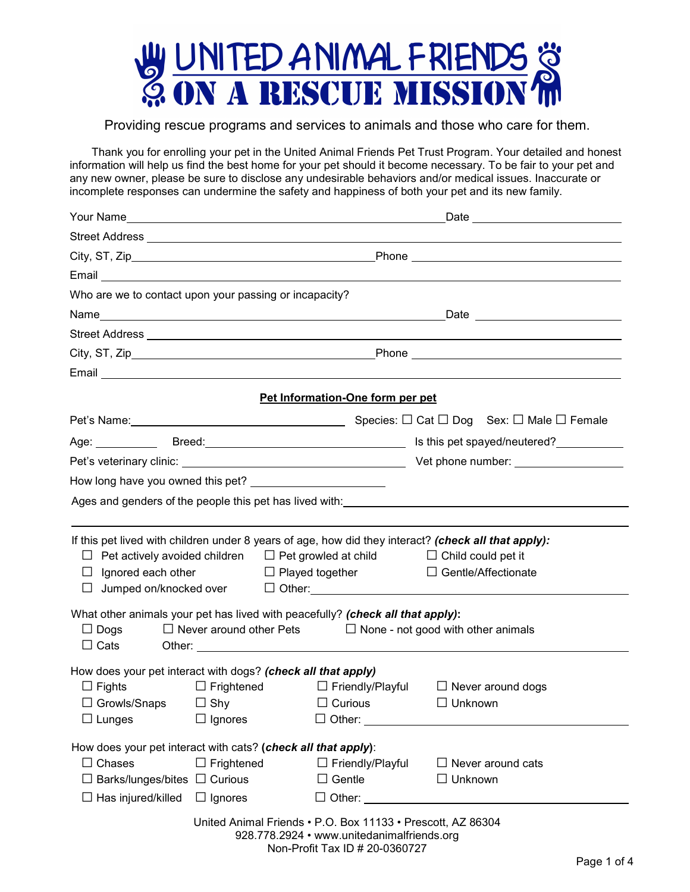# UNITED ANIMAL FRIENDS
## ON A RESCUE MISSION

Providing rescue programs and services to animals and those who care for them.

Thank you for enrolling your pet in the United Animal Friends Pet Trust Program. Your detailed and honest information will help us find the best home for your pet should it become necessary. To be fair to your pet and any new owner, please be sure to disclose any undesirable behaviors and/or medical issues. Inaccurate or incomplete responses can undermine the safety and happiness of both your pet and its new family.

Your Name ______________________________ Date ______________

Street Address ______________________________

City, ST, Zip ______________________________ Phone ______________

Email ______________________________

Who are we to contact upon your passing or incapacity?

Name ______________________________ Date ______________

Street Address ______________________________

City, ST, Zip ______________________________ Phone ______________

Email ______________________________

**Pet Information-One form per pet**

Pet's Name: ______________________ Species: ☐ Cat ☐ Dog Sex: ☐ Male ☐ Female

Age: __________ Breed: ______________________ Is this pet spayed/neutered? __________

Pet's veterinary clinic: ______________________ Vet phone number: __________

How long have you owned this pet? ______________

Ages and genders of the people this pet has lived with: ______________________________

______________________________

If this pet lived with children under 8 years of age, how did they interact? ***(check all that apply):***

☐ Pet actively avoided children ☐ Pet growled at child ☐ Child could pet it
☐ Ignored each other ☐ Played together ☐ Gentle/Affectionate
☐ Jumped on/knocked over ☐ Other: ______________

What other animals your pet has lived with peacefully? ***(check all that apply)*:**

☐ Dogs ☐ Never around other Pets ☐ None - not good with other animals
☐ Cats Other: ______________

How does your pet interact with dogs? ***(check all that apply)***

☐ Fights ☐ Frightened ☐ Friendly/Playful ☐ Never around dogs
☐ Growls/Snaps ☐ Shy ☐ Curious ☐ Unknown
☐ Lunges ☐ Ignores ☐ Other: ______________

How does your pet interact with cats? (***check all that apply***):

☐ Chases ☐ Frightened ☐ Friendly/Playful ☐ Never around cats
☐ Barks/lunges/bites ☐ Curious ☐ Gentle ☐ Unknown
☐ Has injured/killed ☐ Ignores ☐ Other: ______________

United Animal Friends • P.O. Box 11133 • Prescott, AZ 86304
928.778.2924 • www.unitedanimalfriends.org
Non-Profit Tax ID # 20-0360727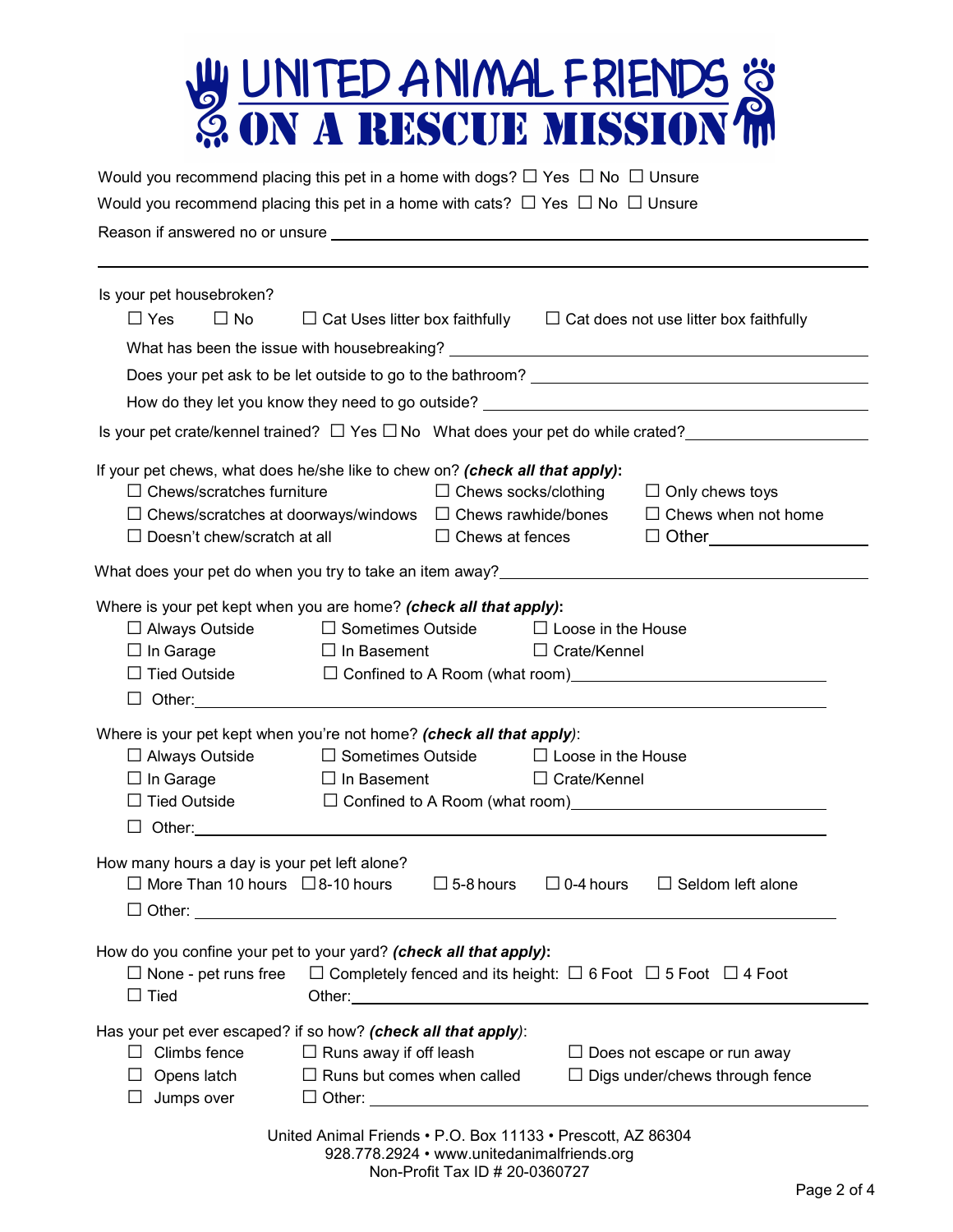# UNITED ANIMAL FRIENDS
## ON A RESCUE MISSION

Would you recommend placing this pet in a home with dogs? ☐ Yes ☐ No ☐ Unsure

Would you recommend placing this pet in a home with cats? ☐ Yes ☐ No ☐ Unsure

Reason if answered no or unsure ______________________________________________

______________________________________________

Is your pet housebroken?

☐ Yes ☐ No ☐ Cat Uses litter box faithfully ☐ Cat does not use litter box faithfully

What has been the issue with housebreaking? ______________________________

Does your pet ask to be let outside to go to the bathroom? ______________________________

How do they let you know they need to go outside? ______________________________

Is your pet crate/kennel trained? ☐ Yes ☐ No What does your pet do while crated? ______________

If your pet chews, what does he/she like to chew on? ***(check all that apply)*:**

☐ Chews/scratches furniture ☐ Chews socks/clothing ☐ Only chews toys

☐ Chews/scratches at doorways/windows ☐ Chews rawhide/bones ☐ Chews when not home

☐ Doesn't chew/scratch at all ☐ Chews at fences ☐ Other______________

What does your pet do when you try to take an item away? ______________________________

Where is your pet kept when you are home? ***(check all that apply)*:**

☐ Always Outside ☐ Sometimes Outside ☐ Loose in the House

☐ In Garage ☐ In Basement ☐ Crate/Kennel

☐ Tied Outside ☐ Confined to A Room (what room)______________________________

☐ Other: ______________________________

Where is your pet kept when you're not home? ***(check all that apply)*:**

☐ Always Outside ☐ Sometimes Outside ☐ Loose in the House

☐ In Garage ☐ In Basement ☐ Crate/Kennel

☐ Tied Outside ☐ Confined to A Room (what room)______________________________

☐ Other: ______________________________

How many hours a day is your pet left alone?

☐ More Than 10 hours ☐ 8-10 hours ☐ 5-8 hours ☐ 0-4 hours ☐ Seldom left alone

☐ Other: ______________________________

How do you confine your pet to your yard? ***(check all that apply)*:**

☐ None - pet runs free ☐ Completely fenced and its height: ☐ 6 Foot ☐ 5 Foot ☐ 4 Foot

☐ Tied Other: ______________________________

Has your pet ever escaped? if so how? ***(check all that apply)*:**

☐ Climbs fence ☐ Runs away if off leash ☐ Does not escape or run away

☐ Opens latch ☐ Runs but comes when called ☐ Digs under/chews through fence

☐ Jumps over ☐ Other: ______________________________

United Animal Friends • P.O. Box 11133 • Prescott, AZ 86304
928.778.2924 • www.unitedanimalfriends.org
Non-Profit Tax ID # 20-0360727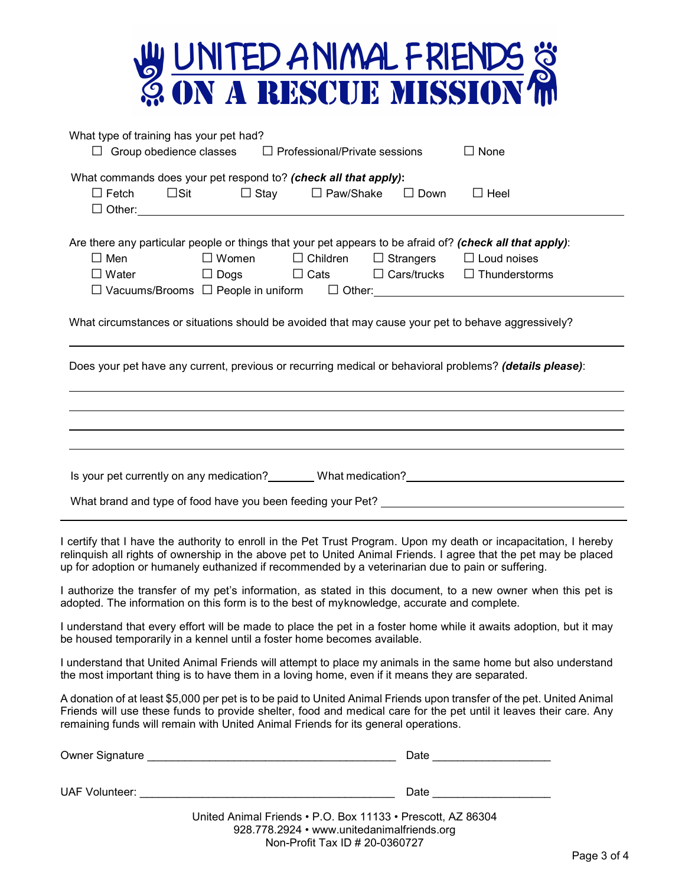# UNITED ANIMAL FRIENDS
## ON A RESCUE MISSION

What type of training has your pet had?

☐ Group obedience classes ☐ Professional/Private sessions ☐ None

What commands does your pet respond to? ***(check all that apply)*:**

☐ Fetch ☐Sit ☐ Stay ☐ Paw/Shake ☐ Down ☐ Heel

☐ Other:______________________________

Are there any particular people or things that your pet appears to be afraid of? ***(check all that apply)***:

☐ Men ☐ Women ☐ Children ☐ Strangers ☐ Loud noises

☐ Water ☐ Dogs ☐ Cats ☐ Cars/trucks ☐ Thunderstorms

☐ Vacuums/Brooms ☐ People in uniform ☐ Other:______________________________

What circumstances or situations should be avoided that may cause your pet to behave aggressively?

______________________________

Does your pet have any current, previous or recurring medical or behavioral problems? ***(details please)***:

______________________________

______________________________

______________________________

______________________________

Is your pet currently on any medication?________ What medication?______________________________

What brand and type of food have you been feeding your Pet? ______________________________

---

I certify that I have the authority to enroll in the Pet Trust Program. Upon my death or incapacitation, I hereby relinquish all rights of ownership in the above pet to United Animal Friends. I agree that the pet may be placed up for adoption or humanely euthanized if recommended by a veterinarian due to pain or suffering.

I authorize the transfer of my pet's information, as stated in this document, to a new owner when this pet is adopted. The information on this form is to the best of myknowledge, accurate and complete.

I understand that every effort will be made to place the pet in a foster home while it awaits adoption, but it may be housed temporarily in a kennel until a foster home becomes available.

I understand that United Animal Friends will attempt to place my animals in the same home but also understand the most important thing is to have them in a loving home, even if it means they are separated.

A donation of at least $5,000 per pet is to be paid to United Animal Friends upon transfer of the pet. United Animal Friends will use these funds to provide shelter, food and medical care for the pet until it leaves their care. Any remaining funds will remain with United Animal Friends for its general operations.

Owner Signature ______________________________ Date ________________

UAF Volunteer: ______________________________ Date ________________

United Animal Friends • P.O. Box 11133 • Prescott, AZ 86304
928.778.2924 • www.unitedanimalfriends.org
Non-Profit Tax ID # 20-0360727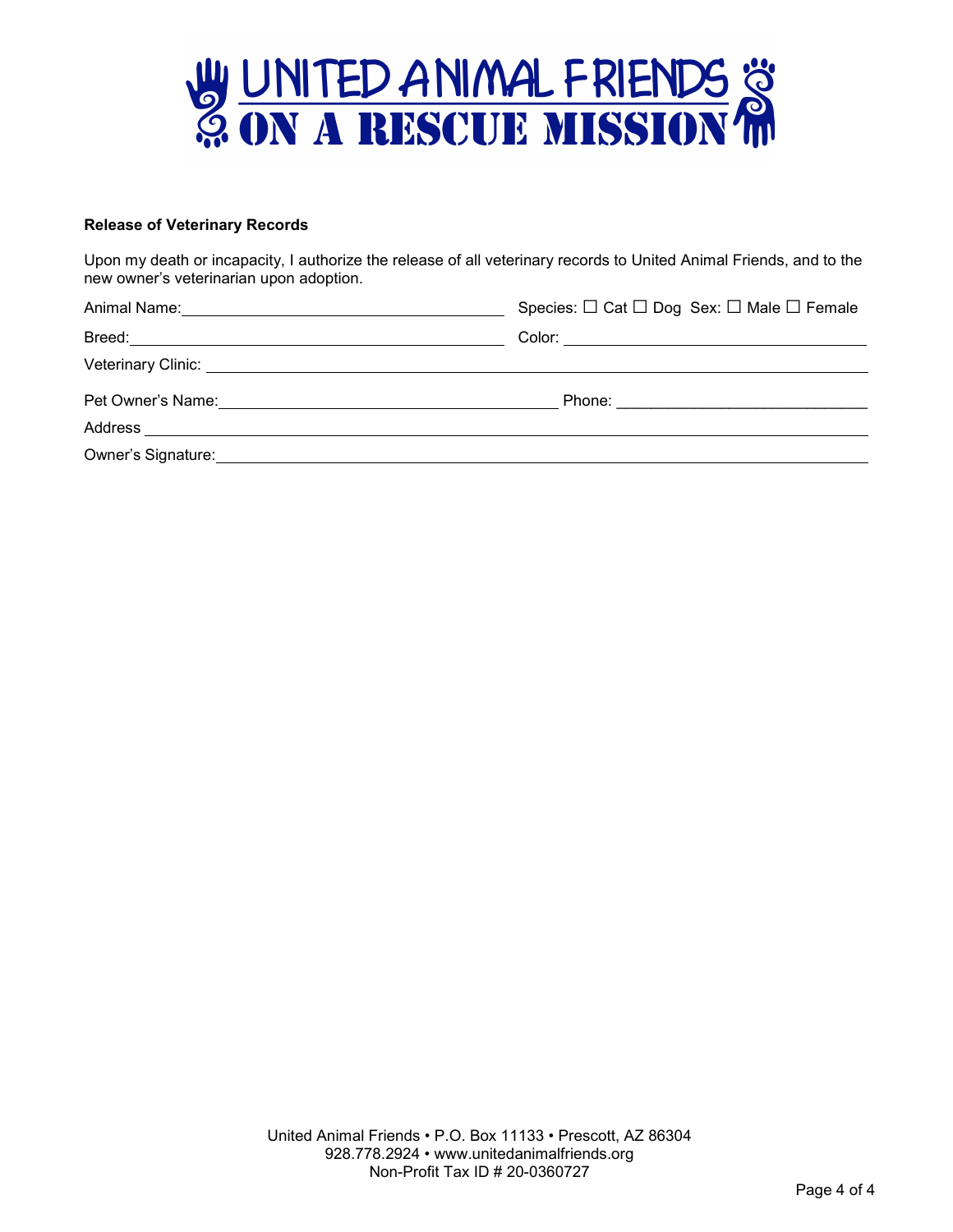# UNITED ANIMAL FRIENDS
## ON A RESCUE MISSION

**Release of Veterinary Records**

Upon my death or incapacity, I authorize the release of all veterinary records to United Animal Friends, and to the new owner's veterinarian upon adoption.

Animal Name: ______________________ Species: ☐ Cat ☐ Dog Sex: ☐ Male ☐ Female

Breed: ______________________ Color: ______________________

Veterinary Clinic: ______________________

Pet Owner's Name: ______________________ Phone: ______________________

Address ______________________

Owner's Signature: ______________________

United Animal Friends • P.O. Box 11133 • Prescott, AZ 86304
928.778.2924 • www.unitedanimalfriends.org
Non-Profit Tax ID # 20-0360727